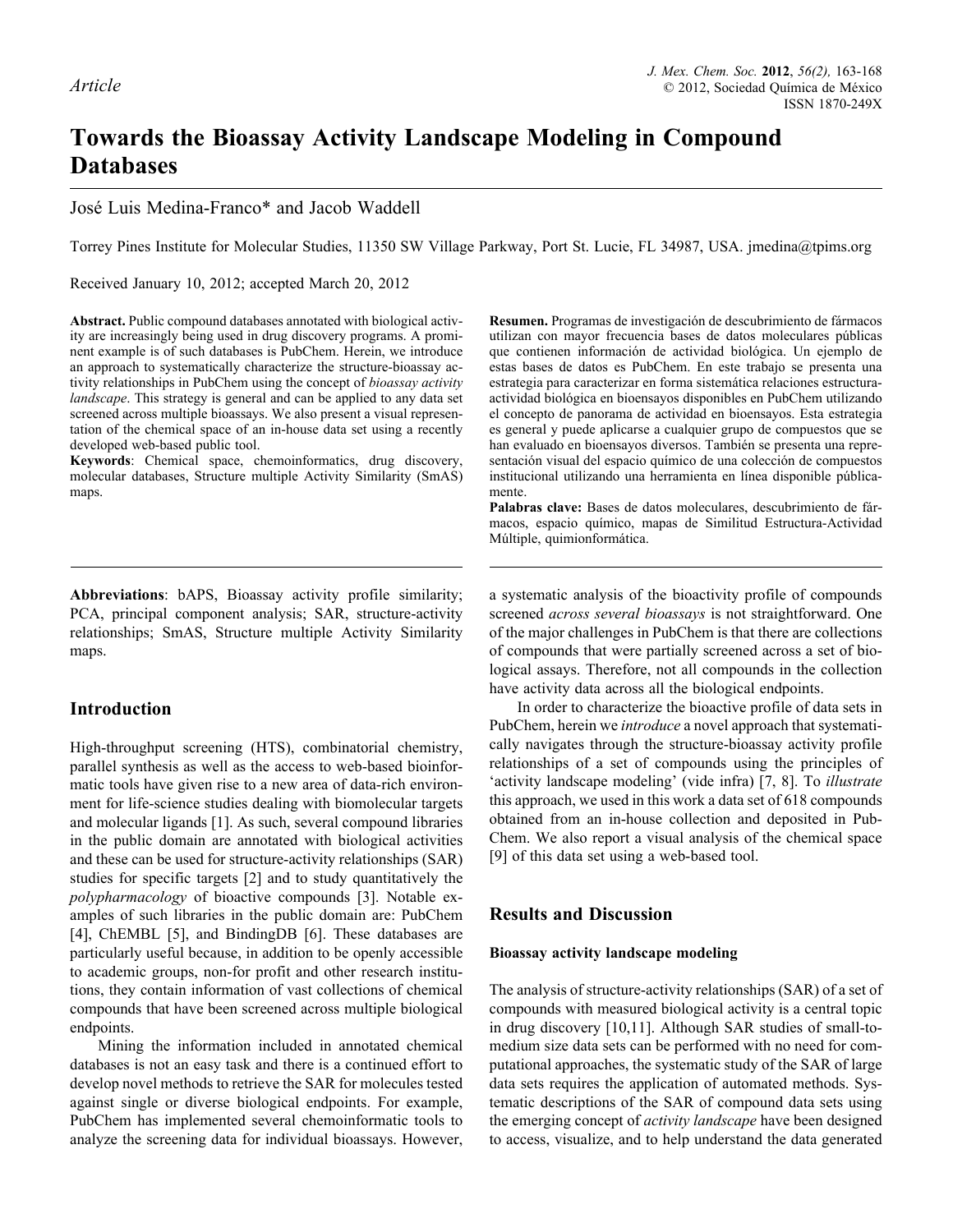*Article*

# Towards the Bioassay Activity Landscape Modeling in Compound Databases

José Luis Medina-Franco* and Jacob Waddell

Torrey Pines Institute for Molecular Studies, 11350 SW Village Parkway, Port St. Lucie, FL 34987, USA. jmedina@tpims.org

Received January 10, 2012; accepted March 20, 2012

**Abstract.** Public compound databases annotated with biological activity are increasingly being used in drug discovery programs. A prominent example is of such databases is PubChem. Herein, we introduce an approach to systematically characterize the structure-bioassay activity relationships in PubChem using the concept of *bioassay activity landscape*. This strategy is general and can be applied to any data set screened across multiple bioassays. We also present a visual representation of the chemical space of an in-house data set using a recently developed web-based public tool.

**Keywords**: Chemical space, chemoinformatics, drug discovery, molecular databases, Structure multiple Activity Similarity (SmAS) maps.

**Resumen.** Programas de investigación de descubrimiento de fármacos utilizan con mayor frecuencia bases de datos moleculares públicas que contienen información de actividad biológica. Un ejemplo de estas bases de datos es PubChem. En este trabajo se presenta una estrategia para caracterizar en forma sistemática relaciones estructura-actividad biológica en bioensayos disponibles en PubChem utilizando el concepto de panorama de actividad en bioensayos. Esta estrategia es general y puede aplicarse a cualquier grupo de compuestos que se han evaluado en bioensayos diversos. También se presenta una representación visual del espacio químico de una colección de compuestos institucional utilizando una herramienta en línea disponible públicamente.

**Palabras clave:** Bases de datos moleculares, descubrimiento de fármacos, espacio químico, mapas de Similitud Estructura-Actividad Múltiple, quimionformática.

**Abbreviations**: bAPS, Bioassay activity profile similarity; PCA, principal component analysis; SAR, structure-activity relationships; SmAS, Structure multiple Activity Similarity maps.

## Introduction

High-throughput screening (HTS), combinatorial chemistry, parallel synthesis as well as the access to web-based bioinformatic tools have given rise to a new area of data-rich environment for life-science studies dealing with biomolecular targets and molecular ligands [1]. As such, several compound libraries in the public domain are annotated with biological activities and these can be used for structure-activity relationships (SAR) studies for specific targets [2] and to study quantitatively the *polypharmacology* of bioactive compounds [3]. Notable examples of such libraries in the public domain are: PubChem [4], ChEMBL [5], and BindingDB [6]. These databases are particularly useful because, in addition to be openly accessible to academic groups, non-for profit and other research institutions, they contain information of vast collections of chemical compounds that have been screened across multiple biological endpoints.

Mining the information included in annotated chemical databases is not an easy task and there is a continued effort to develop novel methods to retrieve the SAR for molecules tested against single or diverse biological endpoints. For example, PubChem has implemented several chemoinformatic tools to analyze the screening data for individual bioassays. However, a systematic analysis of the bioactivity profile of compounds screened *across several bioassays* is not straightforward. One of the major challenges in PubChem is that there are collections of compounds that were partially screened across a set of biological assays. Therefore, not all compounds in the collection have activity data across all the biological endpoints.

In order to characterize the bioactive profile of data sets in PubChem, herein we *introduce* a novel approach that systematically navigates through the structure-bioassay activity profile relationships of a set of compounds using the principles of 'activity landscape modeling' (vide infra) [7, 8]. To *illustrate* this approach, we used in this work a data set of 618 compounds obtained from an in-house collection and deposited in PubChem. We also report a visual analysis of the chemical space [9] of this data set using a web-based tool.

## Results and Discussion

### Bioassay activity landscape modeling

The analysis of structure-activity relationships (SAR) of a set of compounds with measured biological activity is a central topic in drug discovery [10,11]. Although SAR studies of small-to-medium size data sets can be performed with no need for computational approaches, the systematic study of the SAR of large data sets requires the application of automated methods. Systematic descriptions of the SAR of compound data sets using the emerging concept of *activity landscape* have been designed to access, visualize, and to help understand the data generated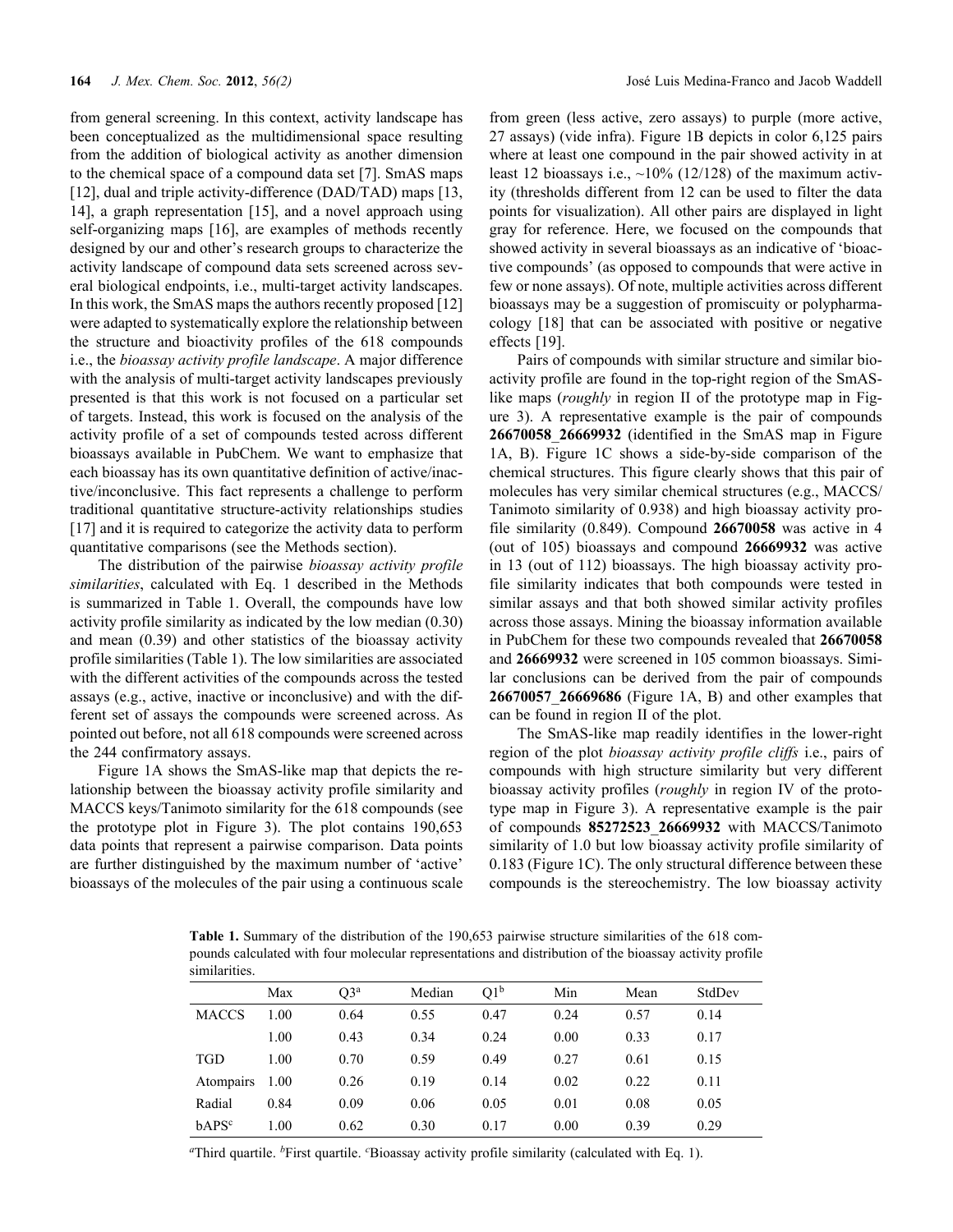from general screening. In this context, activity landscape has been conceptualized as the multidimensional space resulting from the addition of biological activity as another dimension to the chemical space of a compound data set [7]. SmAS maps [12], dual and triple activity-difference (DAD/TAD) maps [13, 14], a graph representation [15], and a novel approach using self-organizing maps [16], are examples of methods recently designed by our and other's research groups to characterize the activity landscape of compound data sets screened across several biological endpoints, i.e., multi-target activity landscapes. In this work, the SmAS maps the authors recently proposed [12] were adapted to systematically explore the relationship between the structure and bioactivity profiles of the 618 compounds i.e., the *bioassay activity profile landscape*. A major difference with the analysis of multi-target activity landscapes previously presented is that this work is not focused on a particular set of targets. Instead, this work is focused on the analysis of the activity profile of a set of compounds tested across different bioassays available in PubChem. We want to emphasize that each bioassay has its own quantitative definition of active/inactive/inconclusive. This fact represents a challenge to perform traditional quantitative structure-activity relationships studies [17] and it is required to categorize the activity data to perform quantitative comparisons (see the Methods section).

The distribution of the pairwise *bioassay activity profile similarities*, calculated with Eq. 1 described in the Methods is summarized in Table 1. Overall, the compounds have low activity profile similarity as indicated by the low median (0.30) and mean (0.39) and other statistics of the bioassay activity profile similarities (Table 1). The low similarities are associated with the different activities of the compounds across the tested assays (e.g., active, inactive or inconclusive) and with the different set of assays the compounds were screened across. As pointed out before, not all 618 compounds were screened across the 244 confirmatory assays.

Figure 1A shows the SmAS-like map that depicts the relationship between the bioassay activity profile similarity and MACCS keys/Tanimoto similarity for the 618 compounds (see the prototype plot in Figure 3). The plot contains 190,653 data points that represent a pairwise comparison. Data points are further distinguished by the maximum number of 'active' bioassays of the molecules of the pair using a continuous scale from green (less active, zero assays) to purple (more active, 27 assays) (vide infra). Figure 1B depicts in color 6,125 pairs where at least one compound in the pair showed activity in at least 12 bioassays i.e., ~10% (12/128) of the maximum activity (thresholds different from 12 can be used to filter the data points for visualization). All other pairs are displayed in light gray for reference. Here, we focused on the compounds that showed activity in several bioassays as an indicative of 'bioactive compounds' (as opposed to compounds that were active in few or none assays). Of note, multiple activities across different bioassays may be a suggestion of promiscuity or polypharmacology [18] that can be associated with positive or negative effects [19].

Pairs of compounds with similar structure and similar bioactivity profile are found in the top-right region of the SmAS-like maps (*roughly* in region II of the prototype map in Figure 3). A representative example is the pair of compounds **26670058_26669932** (identified in the SmAS map in Figure 1A, B). Figure 1C shows a side-by-side comparison of the chemical structures. This figure clearly shows that this pair of molecules has very similar chemical structures (e.g., MACCS/Tanimoto similarity of 0.938) and high bioassay activity profile similarity (0.849). Compound **26670058** was active in 4 (out of 105) bioassays and compound **26669932** was active in 13 (out of 112) bioassays. The high bioassay activity profile similarity indicates that both compounds were tested in similar assays and that both showed similar activity profiles across those assays. Mining the bioassay information available in PubChem for these two compounds revealed that **26670058** and **26669932** were screened in 105 common bioassays. Similar conclusions can be derived from the pair of compounds **26670057_26669686** (Figure 1A, B) and other examples that can be found in region II of the plot.

The SmAS-like map readily identifies in the lower-right region of the plot *bioassay activity profile cliffs* i.e., pairs of compounds with high structure similarity but very different bioassay activity profiles (*roughly* in region IV of the prototype map in Figure 3). A representative example is the pair of compounds **85272523_26669932** with MACCS/Tanimoto similarity of 1.0 but low bioassay activity profile similarity of 0.183 (Figure 1C). The only structural difference between these compounds is the stereochemistry. The low bioassay activity

**Table 1.** Summary of the distribution of the 190,653 pairwise structure similarities of the 618 compounds calculated with four molecular representations and distribution of the bioassay activity profile similarities.

| | Max | Q3[a] | Median | Q1[b] | Min | Mean | StdDev |
|---|---|---|---|---|---|---|---|
| MACCS | 1.00 | 0.64 | 0.55 | 0.47 | 0.24 | 0.57 | 0.14 |
| | 1.00 | 0.43 | 0.34 | 0.24 | 0.00 | 0.33 | 0.17 |
| TGD | 1.00 | 0.70 | 0.59 | 0.49 | 0.27 | 0.61 | 0.15 |
| Atompairs | 1.00 | 0.26 | 0.19 | 0.14 | 0.02 | 0.22 | 0.11 |
| Radial | 0.84 | 0.09 | 0.06 | 0.05 | 0.01 | 0.08 | 0.05 |
| bAPS[c] | 1.00 | 0.62 | 0.30 | 0.17 | 0.00 | 0.39 | 0.29 |

[a]Third quartile. [b]First quartile. [c]Bioassay activity profile similarity (calculated with Eq. 1).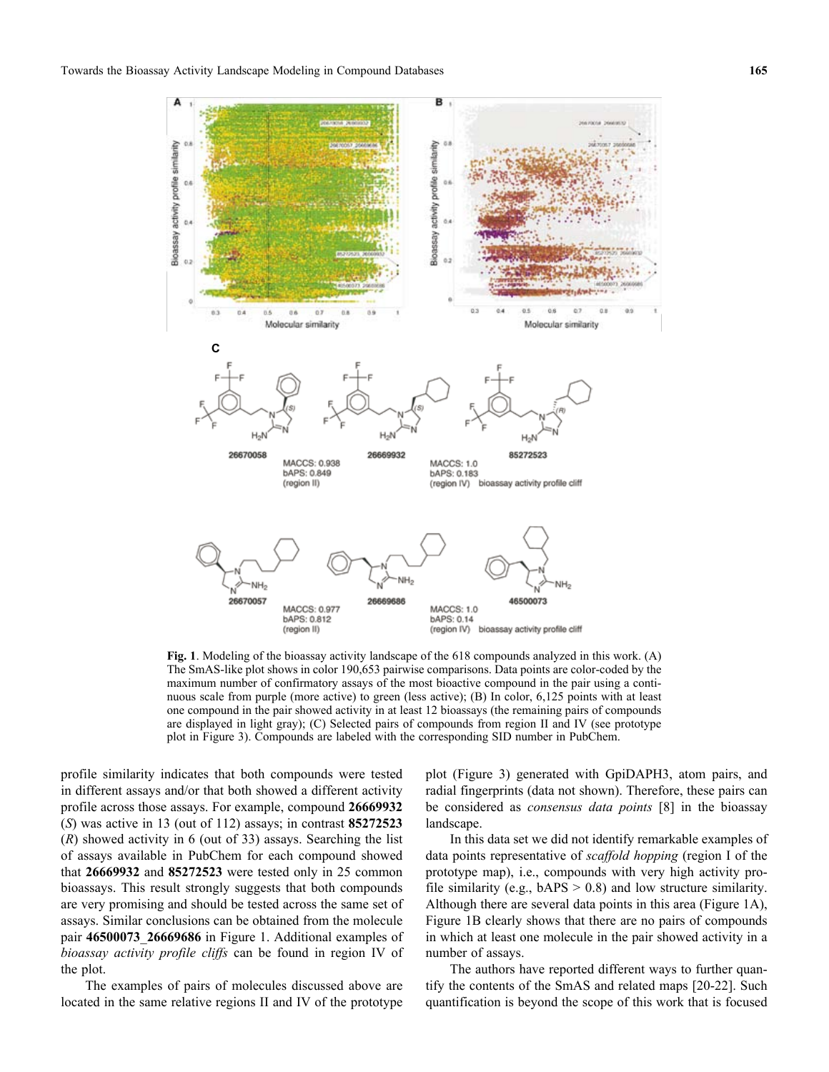**Fig. 1**. Modeling of the bioassay activity landscape of the 618 compounds analyzed in this work. (A) The SmAS-like plot shows in color 190,653 pairwise comparisons. Data points are color-coded by the maximum number of confirmatory assays of the most bioactive compound in the pair using a continuous scale from purple (more active) to green (less active); (B) In color, 6,125 points with at least one compound in the pair showed activity in at least 12 bioassays (the remaining pairs of compounds are displayed in light gray); (C) Selected pairs of compounds from region II and IV (see prototype plot in Figure 3). Compounds are labeled with the corresponding SID number in PubChem.

profile similarity indicates that both compounds were tested in different assays and/or that both showed a different activity profile across those assays. For example, compound **26669932** (*S*) was active in 13 (out of 112) assays; in contrast **85272523** (*R*) showed activity in 6 (out of 33) assays. Searching the list of assays available in PubChem for each compound showed that **26669932** and **85272523** were tested only in 25 common bioassays. This result strongly suggests that both compounds are very promising and should be tested across the same set of assays. Similar conclusions can be obtained from the molecule pair **46500073_26669686** in Figure 1. Additional examples of *bioassay activity profile cliffs* can be found in region IV of the plot.

The examples of pairs of molecules discussed above are located in the same relative regions II and IV of the prototype plot (Figure 3) generated with GpiDAPH3, atom pairs, and radial fingerprints (data not shown). Therefore, these pairs can be considered as *consensus data points* [8] in the bioassay landscape.

In this data set we did not identify remarkable examples of data points representative of *scaffold hopping* (region I of the prototype map), i.e., compounds with very high activity profile similarity (e.g., bAPS > 0.8) and low structure similarity. Although there are several data points in this area (Figure 1A), Figure 1B clearly shows that there are no pairs of compounds in which at least one molecule in the pair showed activity in a number of assays.

The authors have reported different ways to further quantify the contents of the SmAS and related maps [20-22]. Such quantification is beyond the scope of this work that is focused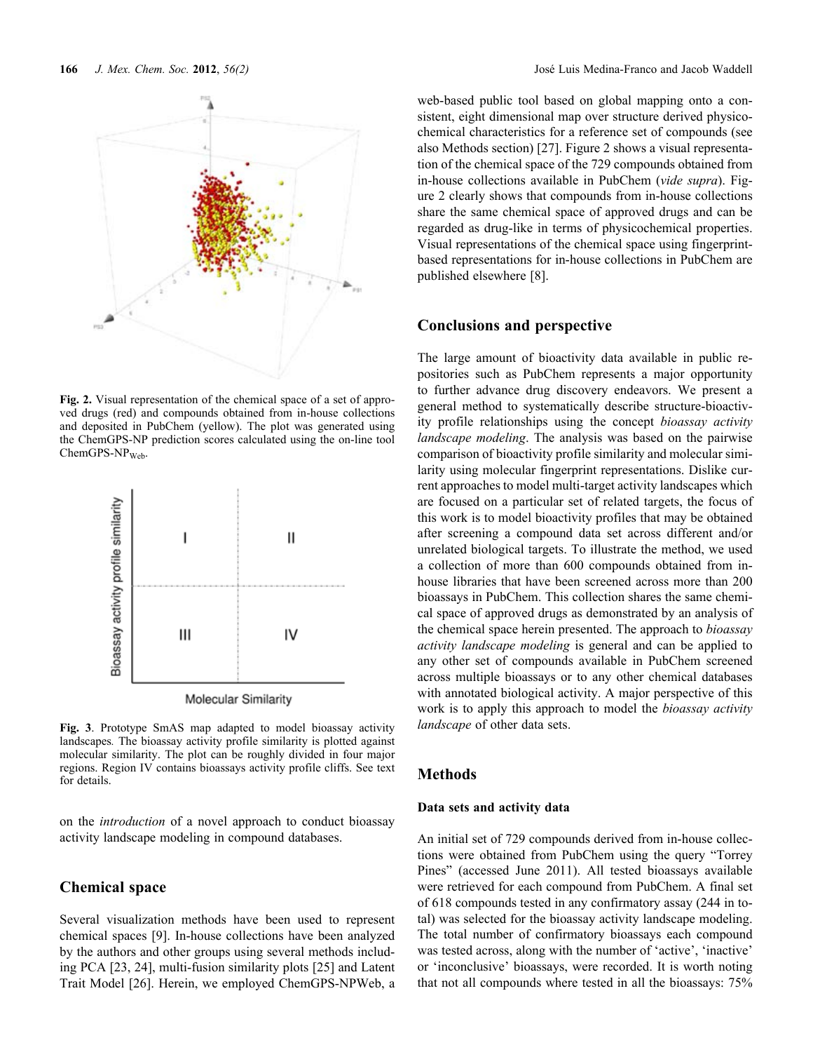Fig. 2. Visual representation of the chemical space of a set of approved drugs (red) and compounds obtained from in-house collections and deposited in PubChem (yellow). The plot was generated using the ChemGPS-NP prediction scores calculated using the on-line tool ChemGPS-NP$_{Web}$.

Fig. 3. Prototype SmAS map adapted to model bioassay activity landscapes. The bioassay activity profile similarity is plotted against molecular similarity. The plot can be roughly divided in four major regions. Region IV contains bioassays activity profile cliffs. See text for details.

on the *introduction* of a novel approach to conduct bioassay activity landscape modeling in compound databases.

## Chemical space

Several visualization methods have been used to represent chemical spaces [9]. In-house collections have been analyzed by the authors and other groups using several methods including PCA [23, 24], multi-fusion similarity plots [25] and Latent Trait Model [26]. Herein, we employed ChemGPS-NPWeb, a web-based public tool based on global mapping onto a consistent, eight dimensional map over structure derived physicochemical characteristics for a reference set of compounds (see also Methods section) [27]. Figure 2 shows a visual representation of the chemical space of the 729 compounds obtained from in-house collections available in PubChem (*vide supra*). Figure 2 clearly shows that compounds from in-house collections share the same chemical space of approved drugs and can be regarded as drug-like in terms of physicochemical properties. Visual representations of the chemical space using fingerprint-based representations for in-house collections in PubChem are published elsewhere [8].

## Conclusions and perspective

The large amount of bioactivity data available in public repositories such as PubChem represents a major opportunity to further advance drug discovery endeavors. We present a general method to systematically describe structure-bioactivity profile relationships using the concept *bioassay activity landscape modeling*. The analysis was based on the pairwise comparison of bioactivity profile similarity and molecular similarity using molecular fingerprint representations. Dislike current approaches to model multi-target activity landscapes which are focused on a particular set of related targets, the focus of this work is to model bioactivity profiles that may be obtained after screening a compound data set across different and/or unrelated biological targets. To illustrate the method, we used a collection of more than 600 compounds obtained from in-house libraries that have been screened across more than 200 bioassays in PubChem. This collection shares the same chemical space of approved drugs as demonstrated by an analysis of the chemical space herein presented. The approach to *bioassay activity landscape modeling* is general and can be applied to any other set of compounds available in PubChem screened across multiple bioassays or to any other chemical databases with annotated biological activity. A major perspective of this work is to apply this approach to model the *bioassay activity landscape* of other data sets.

## Methods

### Data sets and activity data

An initial set of 729 compounds derived from in-house collections were obtained from PubChem using the query "Torrey Pines" (accessed June 2011). All tested bioassays available were retrieved for each compound from PubChem. A final set of 618 compounds tested in any confirmatory assay (244 in total) was selected for the bioassay activity landscape modeling. The total number of confirmatory bioassays each compound was tested across, along with the number of 'active', 'inactive' or 'inconclusive' bioassays, were recorded. It is worth noting that not all compounds where tested in all the bioassays: 75%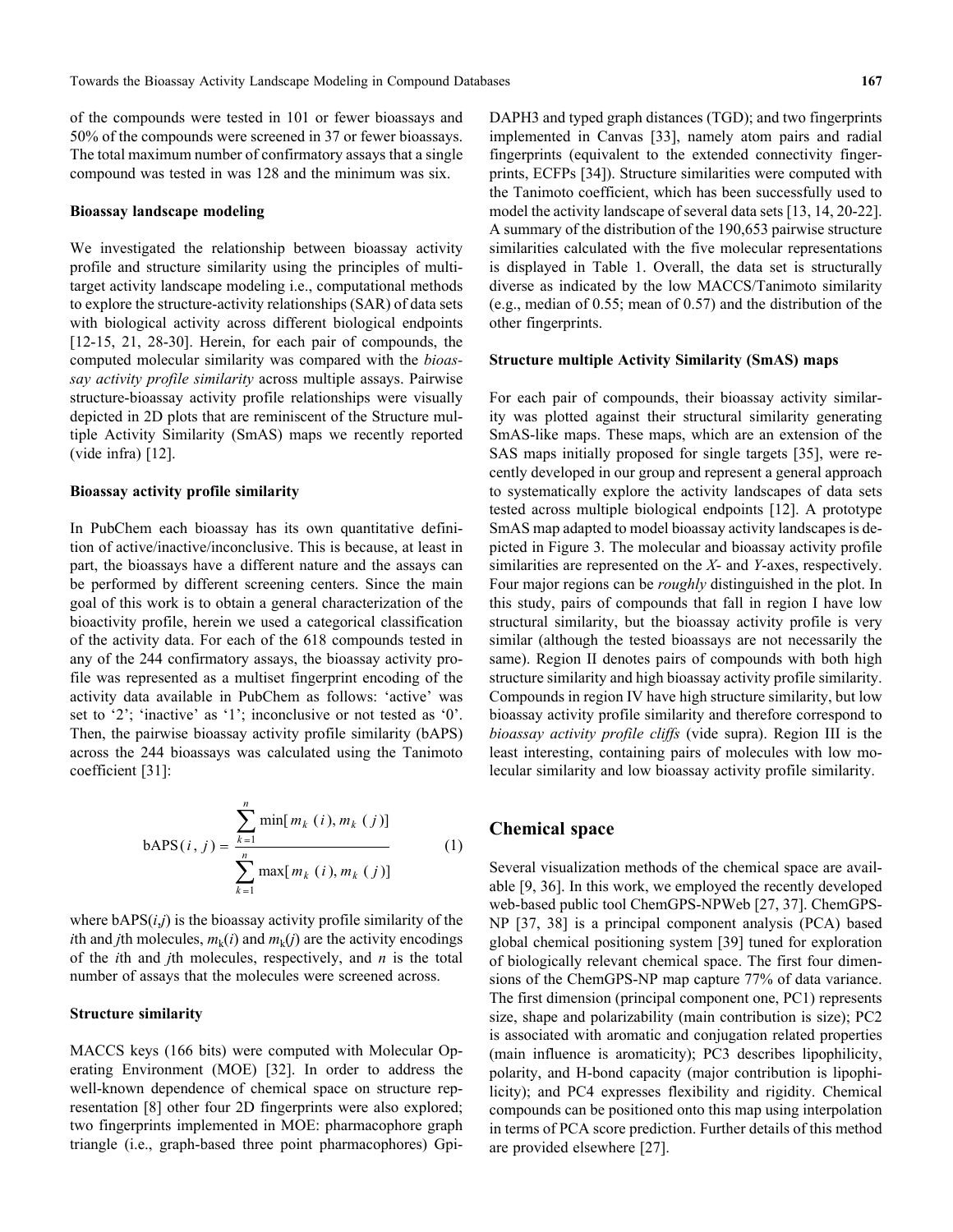of the compounds were tested in 101 or fewer bioassays and 50% of the compounds were screened in 37 or fewer bioassays. The total maximum number of confirmatory assays that a single compound was tested in was 128 and the minimum was six.

#### Bioassay landscape modeling

We investigated the relationship between bioassay activity profile and structure similarity using the principles of multi-target activity landscape modeling i.e., computational methods to explore the structure-activity relationships (SAR) of data sets with biological activity across different biological endpoints [12-15, 21, 28-30]. Herein, for each pair of compounds, the computed molecular similarity was compared with the *bioassay activity profile similarity* across multiple assays. Pairwise structure-bioassay activity profile relationships were visually depicted in 2D plots that are reminiscent of the Structure multiple Activity Similarity (SmAS) maps we recently reported (vide infra) [12].

#### Bioassay activity profile similarity

In PubChem each bioassay has its own quantitative definition of active/inactive/inconclusive. This is because, at least in part, the bioassays have a different nature and the assays can be performed by different screening centers. Since the main goal of this work is to obtain a general characterization of the bioactivity profile, herein we used a categorical classification of the activity data. For each of the 618 compounds tested in any of the 244 confirmatory assays, the bioassay activity profile was represented as a multiset fingerprint encoding of the activity data available in PubChem as follows: 'active' was set to '2'; 'inactive' as '1'; inconclusive or not tested as '0'. Then, the pairwise bioassay activity profile similarity (bAPS) across the 244 bioassays was calculated using the Tanimoto coefficient [31]:

$$\mathrm{bAPS}(i,j) = \frac{\sum_{k=1}^{n} \min[m_k(i), m_k(j)]}{\sum_{k=1}^{n} \max[m_k(i), m_k(j)]} \tag{1}$$

where $\mathrm{bAPS}(i,j)$ is the bioassay activity profile similarity of the $i$th and $j$th molecules, $m_k(i)$ and $m_k(j)$ are the activity encodings of the $i$th and $j$th molecules, respectively, and $n$ is the total number of assays that the molecules were screened across.

#### Structure similarity

MACCS keys (166 bits) were computed with Molecular Operating Environment (MOE) [32]. In order to address the well-known dependence of chemical space on structure representation [8] other four 2D fingerprints were also explored; two fingerprints implemented in MOE: pharmacophore graph triangle (i.e., graph-based three point pharmacophores) GpiDAPH3 and typed graph distances (TGD); and two fingerprints implemented in Canvas [33], namely atom pairs and radial fingerprints (equivalent to the extended connectivity fingerprints, ECFPs [34]). Structure similarities were computed with the Tanimoto coefficient, which has been successfully used to model the activity landscape of several data sets [13, 14, 20-22]. A summary of the distribution of the 190,653 pairwise structure similarities calculated with the five molecular representations is displayed in Table 1. Overall, the data set is structurally diverse as indicated by the low MACCS/Tanimoto similarity (e.g., median of 0.55; mean of 0.57) and the distribution of the other fingerprints.

#### Structure multiple Activity Similarity (SmAS) maps

For each pair of compounds, their bioassay activity similarity was plotted against their structural similarity generating SmAS-like maps. These maps, which are an extension of the SAS maps initially proposed for single targets [35], were recently developed in our group and represent a general approach to systematically explore the activity landscapes of data sets tested across multiple biological endpoints [12]. A prototype SmAS map adapted to model bioassay activity landscapes is depicted in Figure 3. The molecular and bioassay activity profile similarities are represented on the *X*- and *Y*-axes, respectively. Four major regions can be *roughly* distinguished in the plot. In this study, pairs of compounds that fall in region I have low structural similarity, but the bioassay activity profile is very similar (although the tested bioassays are not necessarily the same). Region II denotes pairs of compounds with both high structure similarity and high bioassay activity profile similarity. Compounds in region IV have high structure similarity, but low bioassay activity profile similarity and therefore correspond to *bioassay activity profile cliffs* (vide supra). Region III is the least interesting, containing pairs of molecules with low molecular similarity and low bioassay activity profile similarity.

## Chemical space

Several visualization methods of the chemical space are available [9, 36]. In this work, we employed the recently developed web-based public tool ChemGPS-NPWeb [27, 37]. ChemGPS-NP [37, 38] is a principal component analysis (PCA) based global chemical positioning system [39] tuned for exploration of biologically relevant chemical space. The first four dimensions of the ChemGPS-NP map capture 77% of data variance. The first dimension (principal component one, PC1) represents size, shape and polarizability (main contribution is size); PC2 is associated with aromatic and conjugation related properties (main influence is aromaticity); PC3 describes lipophilicity, polarity, and H-bond capacity (major contribution is lipophilicity); and PC4 expresses flexibility and rigidity. Chemical compounds can be positioned onto this map using interpolation in terms of PCA score prediction. Further details of this method are provided elsewhere [27].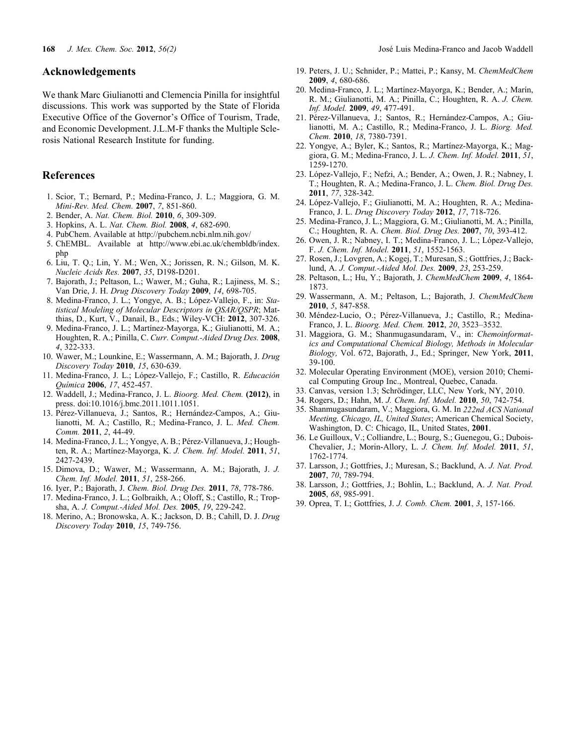## Acknowledgements

We thank Marc Giulianotti and Clemencia Pinilla for insightful discussions. This work was supported by the State of Florida Executive Office of the Governor's Office of Tourism, Trade, and Economic Development. J.L.M-F thanks the Multiple Sclerosis National Research Institute for funding.

## References

1. Scior, T.; Bernard, P.; Medina-Franco, J. L.; Maggiora, G. M. *Mini-Rev. Med. Chem.* **2007**, *7*, 851-860.
2. Bender, A. *Nat. Chem. Biol.* **2010**, *6*, 309-309.
3. Hopkins, A. L. *Nat. Chem. Biol.* **2008**, *4*, 682-690.
4. PubChem. Available at http://pubchem.ncbi.nlm.nih.gov/
5. ChEMBL. Available at http://www.ebi.ac.uk/chembldb/index.php
6. Liu, T. Q.; Lin, Y. M.; Wen, X.; Jorissen, R. N.; Gilson, M. K. *Nucleic Acids Res.* **2007**, *35*, D198-D201.
7. Bajorath, J.; Peltason, L.; Wawer, M.; Guha, R.; Lajiness, M. S.; Van Drie, J. H. *Drug Discovery Today* **2009**, *14*, 698-705.
8. Medina-Franco, J. L.; Yongye, A. B.; López-Vallejo, F., in: *Statistical Modeling of Molecular Descriptors in QSAR/QSPR*; Matthias, D., Kurt, V., Danail, B., Eds.; Wiley-VCH: **2012**, 307-326.
9. Medina-Franco, J. L.; Martínez-Mayorga, K.; Giulianotti, M. A.; Houghten, R. A.; Pinilla, C. *Curr. Comput.-Aided Drug Des.* **2008**, *4*, 322-333.
10. Wawer, M.; Lounkine, E.; Wassermann, A. M.; Bajorath, J. *Drug Discovery Today* **2010**, *15*, 630-639.
11. Medina-Franco, J. L.; López-Vallejo, F.; Castillo, R. *Educación Química* **2006**, *17*, 452-457.
12. Waddell, J.; Medina-Franco, J. L. *Bioorg. Med. Chem.* **(2012)**, in press. doi:10.1016/j.bmc.2011.1011.1051.
13. Pérez-Villanueva, J.; Santos, R.; Hernández-Campos, A.; Giulianotti, M. A.; Castillo, R.; Medina-Franco, J. L. *Med. Chem. Comm.* **2011**, *2*, 44-49.
14. Medina-Franco, J. L.; Yongye, A. B.; Pérez-Villanueva, J.; Houghten, R. A.; Martínez-Mayorga, K. *J. Chem. Inf. Model.* **2011**, *51*, 2427-2439.
15. Dimova, D.; Wawer, M.; Wassermann, A. M.; Bajorath, J. *J. Chem. Inf. Model.* **2011**, *51*, 258-266.
16. Iyer, P.; Bajorath, J. *Chem. Biol. Drug Des.* **2011**, *78*, 778-786.
17. Medina-Franco, J. L.; Golbraikh, A.; Oloff, S.; Castillo, R.; Tropsha, A. *J. Comput.-Aided Mol. Des.* **2005**, *19*, 229-242.
18. Merino, A.; Bronowska, A. K.; Jackson, D. B.; Cahill, D. J. *Drug Discovery Today* **2010**, *15*, 749-756.
19. Peters, J. U.; Schnider, P.; Mattei, P.; Kansy, M. *ChemMedChem* **2009**, *4*, 680-686.
20. Medina-Franco, J. L.; Martínez-Mayorga, K.; Bender, A.; Marín, R. M.; Giulianotti, M. A.; Pinilla, C.; Houghten, R. A. *J. Chem. Inf. Model.* **2009**, *49*, 477-491.
21. Pérez-Villanueva, J.; Santos, R.; Hernández-Campos, A.; Giulianotti, M. A.; Castillo, R.; Medina-Franco, J. L. *Biorg. Med. Chem.* **2010**, *18*, 7380-7391.
22. Yongye, A.; Byler, K.; Santos, R.; Martínez-Mayorga, K.; Maggiora, G. M.; Medina-Franco, J. L. *J. Chem. Inf. Model.* **2011**, *51*, 1259-1270.
23. López-Vallejo, F.; Nefzi, A.; Bender, A.; Owen, J. R.; Nabney, I. T.; Houghten, R. A.; Medina-Franco, J. L. *Chem. Biol. Drug Des.* **2011**, *77*, 328-342.
24. López-Vallejo, F.; Giulianotti, M. A.; Houghten, R. A.; Medina-Franco, J. L. *Drug Discovery Today* **2012**, *17*, 718-726.
25. Medina-Franco, J. L.; Maggiora, G. M.; Giulianotti, M. A.; Pinilla, C.; Houghten, R. A. *Chem. Biol. Drug Des.* **2007**, *70*, 393-412.
26. Owen, J. R.; Nabney, I. T.; Medina-Franco, J. L.; López-Vallejo, F. *J. Chem. Inf. Model.* **2011**, *51*, 1552-1563.
27. Rosen, J.; Lovgren, A.; Kogej, T.; Muresan, S.; Gottfries, J.; Backlund, A. *J. Comput.-Aided Mol. Des.* **2009**, *23*, 253-259.
28. Peltason, L.; Hu, Y.; Bajorath, J. *ChemMedChem* **2009**, *4*, 1864-1873.
29. Wassermann, A. M.; Peltason, L.; Bajorath, J. *ChemMedChem* **2010**, *5*, 847-858.
30. Méndez-Lucio, O.; Pérez-Villanueva, J.; Castillo, R.; Medina-Franco, J. L. *Bioorg. Med. Chem.* **2012**, *20*, 3523–3532.
31. Maggiora, G. M.; Shanmugasundaram, V., in: *Chemoinformatics and Computational Chemical Biology, Methods in Molecular Biology,* Vol. 672, Bajorath, J., Ed.; Springer, New York, **2011**, 39-100.
32. Molecular Operating Environment (MOE), version 2010; Chemical Computing Group Inc., Montreal, Quebec, Canada.
33. Canvas, version 1.3; Schrödinger, LLC, New York, NY, 2010.
34. Rogers, D.; Hahn, M. *J. Chem. Inf. Model.* **2010**, *50*, 742-754.
35. Shanmugasundaram, V.; Maggiora, G. M. In *222nd ACS National Meeting, Chicago, IL, United States*; American Chemical Society, Washington, D. C: Chicago, IL, United States, **2001**.
36. Le Guilloux, V.; Colliandre, L.; Bourg, S.; Guenegou, G.; Dubois-Chevalier, J.; Morin-Allory, L. *J. Chem. Inf. Model.* **2011**, *51*, 1762-1774.
37. Larsson, J.; Gottfries, J.; Muresan, S.; Backlund, A. *J. Nat. Prod.* **2007**, *70*, 789-794.
38. Larsson, J.; Gottfries, J.; Bohlin, L.; Backlund, A. *J. Nat. Prod.* **2005**, *68*, 985-991.
39. Oprea, T. I.; Gottfries, J. *J. Comb. Chem.* **2001**, *3*, 157-166.